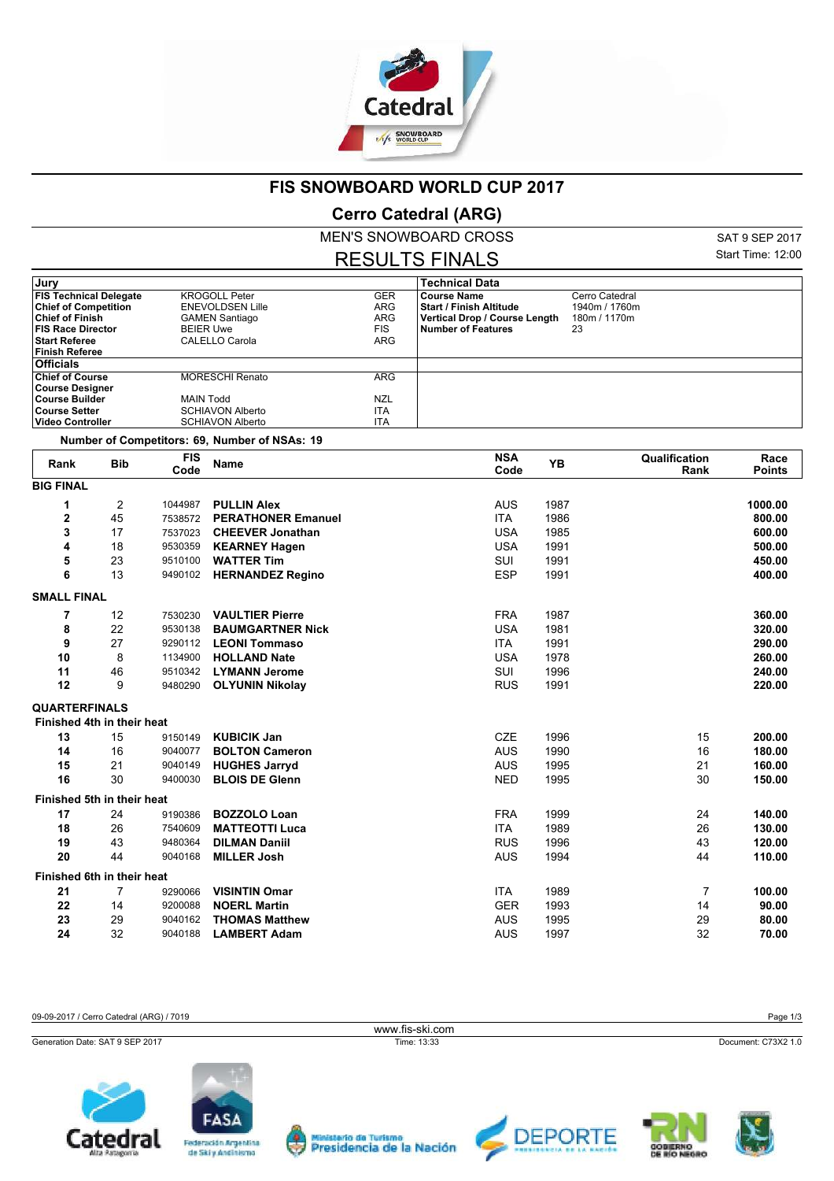# FIS SNOWBOARD WORLD CUP 2017

## Cerro Catedral (ARG)

### MEN'S SNOWBOARD CROSS

### RESULTS FINALS

SAT 9 SEP 2017
Start Time: 12:00

| Jury | | | Technical Data | |
|---|---|---|---|---|
| **FIS Technical Delegate** | KROGOLL Peter | GER | **Course Name** | Cerro Catedral |
| **Chief of Competition** | ENEVOLDSEN Lille | ARG | **Start / Finish Altitude** | 1940m / 1760m |
| **Chief of Finish** | GAMEN Santiago | ARG | **Vertical Drop / Course Length** | 180m / 1170m |
| **FIS Race Director** | BEIER Uwe | FIS | **Number of Features** | 23 |
| **Start Referee** | CALELLO Carola | ARG | | |
| **Finish Referee** | | | | |
| **Officials** | | | | |
| **Chief of Course** | MORESCHI Renato | ARG | | |
| **Course Designer** | | | | |
| **Course Builder** | MAIN Todd | NZL | | |
| **Course Setter** | SCHIAVON Alberto | ITA | | |
| **Video Controller** | SCHIAVON Alberto | ITA | | |

**Number of Competitors: 69, Number of NSAs: 19**

| Rank | Bib | FIS Code | Name | NSA Code | YB | Qualification Rank | Race Points |
|---|---|---|---|---|---|---|---|
| **BIG FINAL** | | | | | | | |
| **1** | 2 | 1044987 | **PULLIN Alex** | AUS | 1987 | | **1000.00** |
| **2** | 45 | 7538572 | **PERATHONER Emanuel** | ITA | 1986 | | **800.00** |
| **3** | 17 | 7537023 | **CHEEVER Jonathan** | USA | 1985 | | **600.00** |
| **4** | 18 | 9530359 | **KEARNEY Hagen** | USA | 1991 | | **500.00** |
| **5** | 23 | 9510100 | **WATTER Tim** | SUI | 1991 | | **450.00** |
| **6** | 13 | 9490102 | **HERNANDEZ Regino** | ESP | 1991 | | **400.00** |
| **SMALL FINAL** | | | | | | | |
| **7** | 12 | 7530230 | **VAULTIER Pierre** | FRA | 1987 | | **360.00** |
| **8** | 22 | 9530138 | **BAUMGARTNER Nick** | USA | 1981 | | **320.00** |
| **9** | 27 | 9290112 | **LEONI Tommaso** | ITA | 1991 | | **290.00** |
| **10** | 8 | 1134900 | **HOLLAND Nate** | USA | 1978 | | **260.00** |
| **11** | 46 | 9510342 | **LYMANN Jerome** | SUI | 1996 | | **240.00** |
| **12** | 9 | 9480290 | **OLYUNIN Nikolay** | RUS | 1991 | | **220.00** |
| **QUARTERFINALS** | | | | | | | |
| **Finished 4th in their heat** | | | | | | | |
| **13** | 15 | 9150149 | **KUBICIK Jan** | CZE | 1996 | 15 | **200.00** |
| **14** | 16 | 9040077 | **BOLTON Cameron** | AUS | 1990 | 16 | **180.00** |
| **15** | 21 | 9040149 | **HUGHES Jarryd** | AUS | 1995 | 21 | **160.00** |
| **16** | 30 | 9400030 | **BLOIS DE Glenn** | NED | 1995 | 30 | **150.00** |
| **Finished 5th in their heat** | | | | | | | |
| **17** | 24 | 9190386 | **BOZZOLO Loan** | FRA | 1999 | 24 | **140.00** |
| **18** | 26 | 7540609 | **MATTEOTTI Luca** | ITA | 1989 | 26 | **130.00** |
| **19** | 43 | 9480364 | **DILMAN Daniil** | RUS | 1996 | 43 | **120.00** |
| **20** | 44 | 9040168 | **MILLER Josh** | AUS | 1994 | 44 | **110.00** |
| **Finished 6th in their heat** | | | | | | | |
| **21** | 7 | 9290066 | **VISINTIN Omar** | ITA | 1989 | 7 | **100.00** |
| **22** | 14 | 9200088 | **NOERL Martin** | GER | 1993 | 14 | **90.00** |
| **23** | 29 | 9040162 | **THOMAS Matthew** | AUS | 1995 | 29 | **80.00** |
| **24** | 32 | 9040188 | **LAMBERT Adam** | AUS | 1997 | 32 | **70.00** |

09-09-2017 / Cerro Catedral (ARG) / 7019

www.fis-ski.com

Generation Date: SAT 9 SEP 2017 — Time: 13:33 — Document: C73X2 1.0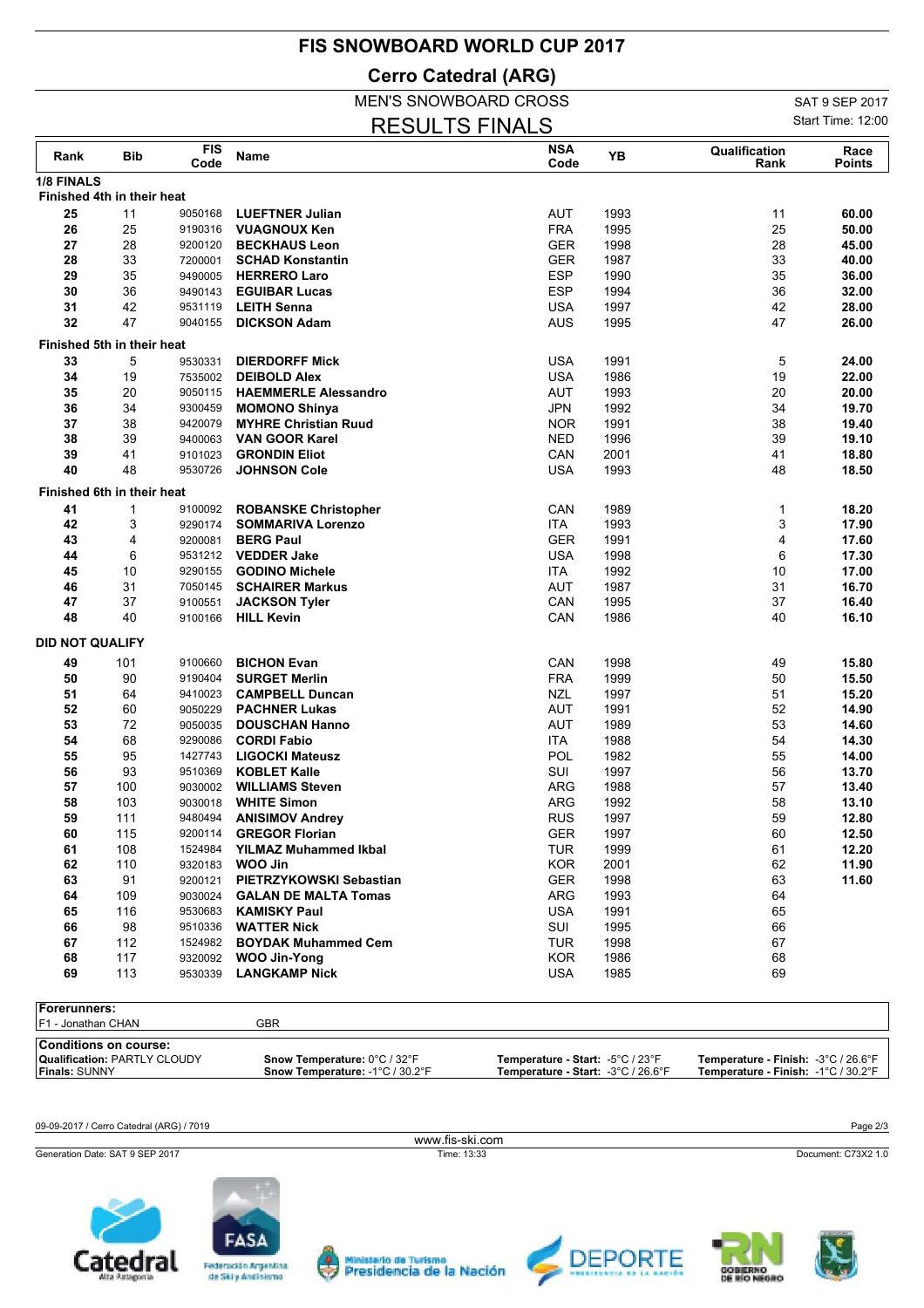# FIS SNOWBOARD WORLD CUP 2017

## Cerro Catedral (ARG)

MEN'S SNOWBOARD CROSS

SAT 9 SEP 2017

RESULTS FINALS

Start Time: 12:00

| Rank | Bib | FIS Code | Name | NSA Code | YB | Qualification Rank | Race Points |
|---|---|---|---|---|---|---|---|
| **1/8 FINALS** | | | | | | | |
| **Finished 4th in their heat** | | | | | | | |
| 25 | 11 | 9050168 | **LUEFTNER Julian** | AUT | 1993 | 11 | **60.00** |
| 26 | 25 | 9190316 | **VUAGNOUX Ken** | FRA | 1995 | 25 | **50.00** |
| 27 | 28 | 9200120 | **BECKHAUS Leon** | GER | 1998 | 28 | **45.00** |
| 28 | 33 | 7200001 | **SCHAD Konstantin** | GER | 1987 | 33 | **40.00** |
| 29 | 35 | 9490005 | **HERRERO Laro** | ESP | 1990 | 35 | **36.00** |
| 30 | 36 | 9490143 | **EGUIBAR Lucas** | ESP | 1994 | 36 | **32.00** |
| 31 | 42 | 9531119 | **LEITH Senna** | USA | 1997 | 42 | **28.00** |
| 32 | 47 | 9040155 | **DICKSON Adam** | AUS | 1995 | 47 | **26.00** |
| **Finished 5th in their heat** | | | | | | | |
| 33 | 5 | 9530331 | **DIERDORFF Mick** | USA | 1991 | 5 | **24.00** |
| 34 | 19 | 7535002 | **DEIBOLD Alex** | USA | 1986 | 19 | **22.00** |
| 35 | 20 | 9050115 | **HAEMMERLE Alessandro** | AUT | 1993 | 20 | **20.00** |
| 36 | 34 | 9300459 | **MOMONO Shinya** | JPN | 1992 | 34 | **19.70** |
| 37 | 38 | 9420079 | **MYHRE Christian Ruud** | NOR | 1991 | 38 | **19.40** |
| 38 | 39 | 9400063 | **VAN GOOR Karel** | NED | 1996 | 39 | **19.10** |
| 39 | 41 | 9101023 | **GRONDIN Eliot** | CAN | 2001 | 41 | **18.80** |
| 40 | 48 | 9530726 | **JOHNSON Cole** | USA | 1993 | 48 | **18.50** |
| **Finished 6th in their heat** | | | | | | | |
| 41 | 1 | 9100092 | **ROBANSKE Christopher** | CAN | 1989 | 1 | **18.20** |
| 42 | 3 | 9290174 | **SOMMARIVA Lorenzo** | ITA | 1993 | 3 | **17.90** |
| 43 | 4 | 9200081 | **BERG Paul** | GER | 1991 | 4 | **17.60** |
| 44 | 6 | 9531212 | **VEDDER Jake** | USA | 1998 | 6 | **17.30** |
| 45 | 10 | 9290155 | **GODINO Michele** | ITA | 1992 | 10 | **17.00** |
| 46 | 31 | 7050145 | **SCHAIRER Markus** | AUT | 1987 | 31 | **16.70** |
| 47 | 37 | 9100551 | **JACKSON Tyler** | CAN | 1995 | 37 | **16.40** |
| 48 | 40 | 9100166 | **HILL Kevin** | CAN | 1986 | 40 | **16.10** |
| **DID NOT QUALIFY** | | | | | | | |
| 49 | 101 | 9100660 | **BICHON Evan** | CAN | 1998 | 49 | **15.80** |
| 50 | 90 | 9190404 | **SURGET Merlin** | FRA | 1999 | 50 | **15.50** |
| 51 | 64 | 9410023 | **CAMPBELL Duncan** | NZL | 1997 | 51 | **15.20** |
| 52 | 60 | 9050229 | **PACHNER Lukas** | AUT | 1991 | 52 | **14.90** |
| 53 | 72 | 9050035 | **DOUSCHAN Hanno** | AUT | 1989 | 53 | **14.60** |
| 54 | 68 | 9290086 | **CORDI Fabio** | ITA | 1988 | 54 | **14.30** |
| 55 | 95 | 1427743 | **LIGOCKI Mateusz** | POL | 1982 | 55 | **14.00** |
| 56 | 93 | 9510369 | **KOBLET Kalle** | SUI | 1997 | 56 | **13.70** |
| 57 | 100 | 9030002 | **WILLIAMS Steven** | ARG | 1988 | 57 | **13.40** |
| 58 | 103 | 9030018 | **WHITE Simon** | ARG | 1992 | 58 | **13.10** |
| 59 | 111 | 9480494 | **ANISIMOV Andrey** | RUS | 1997 | 59 | **12.80** |
| 60 | 115 | 9200114 | **GREGOR Florian** | GER | 1997 | 60 | **12.50** |
| 61 | 108 | 1524984 | **YILMAZ Muhammed Ikbal** | TUR | 1999 | 61 | **12.20** |
| 62 | 110 | 9320183 | **WOO Jin** | KOR | 2001 | 62 | **11.90** |
| 63 | 91 | 9200121 | **PIETRZYKOWSKI Sebastian** | GER | 1998 | 63 | **11.60** |
| 64 | 109 | 9030024 | **GALAN DE MALTA Tomas** | ARG | 1993 | 64 | |
| 65 | 116 | 9530683 | **KAMISKY Paul** | USA | 1991 | 65 | |
| 66 | 98 | 9510336 | **WATTER Nick** | SUI | 1995 | 66 | |
| 67 | 112 | 1524982 | **BOYDAK Muhammed Cem** | TUR | 1998 | 67 | |
| 68 | 117 | 9320092 | **WOO Jin-Yong** | KOR | 1986 | 68 | |
| 69 | 113 | 9530339 | **LANGKAMP Nick** | USA | 1985 | 69 | |

**Forerunners:**

F1 - Jonathan CHAN — GBR

**Conditions on course:**

| | | | |
|---|---|---|---|
| **Qualification:** PARTLY CLOUDY | **Snow Temperature:** 0°C / 32°F | **Temperature - Start:** -5°C / 23°F | **Temperature - Finish:** -3°C / 26.6°F |
| **Finals:** SUNNY | **Snow Temperature:** -1°C / 30.2°F | **Temperature - Start:** -3°C / 26.6°F | **Temperature - Finish:** -1°C / 30.2°F |

09-09-2017 / Cerro Catedral (ARG) / 7019

www.fis-ski.com

Generation Date: SAT 9 SEP 2017 — Time: 13:33 — Document: C73X2 1.0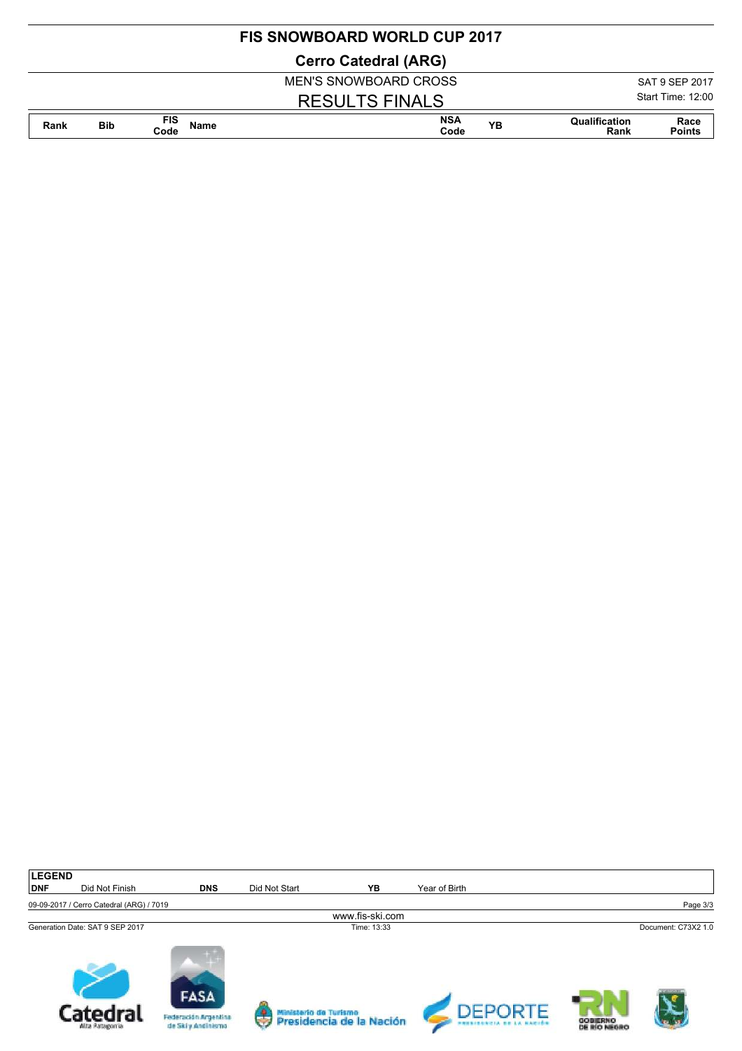# FIS SNOWBOARD WORLD CUP 2017

## Cerro Catedral (ARG)

MEN'S SNOWBOARD CROSS

SAT 9 SEP 2017

### RESULTS FINALS

Start Time: 12:00

| Rank | Bib | FIS Code | Name | NSA Code | YB | Qualification Rank | Race Points |
| --- | --- | --- | --- | --- | --- | --- | --- |

**LEGEND**

| | | | | | |
| --- | --- | --- | --- | --- | --- |
| **DNF** | Did Not Finish | **DNS** | Did Not Start | **YB** | Year of Birth |

09-09-2017 / Cerro Catedral (ARG) / 7019

www.fis-ski.com

Generation Date: SAT 9 SEP 2017 Time: 13:33 Document: C73X2 1.0